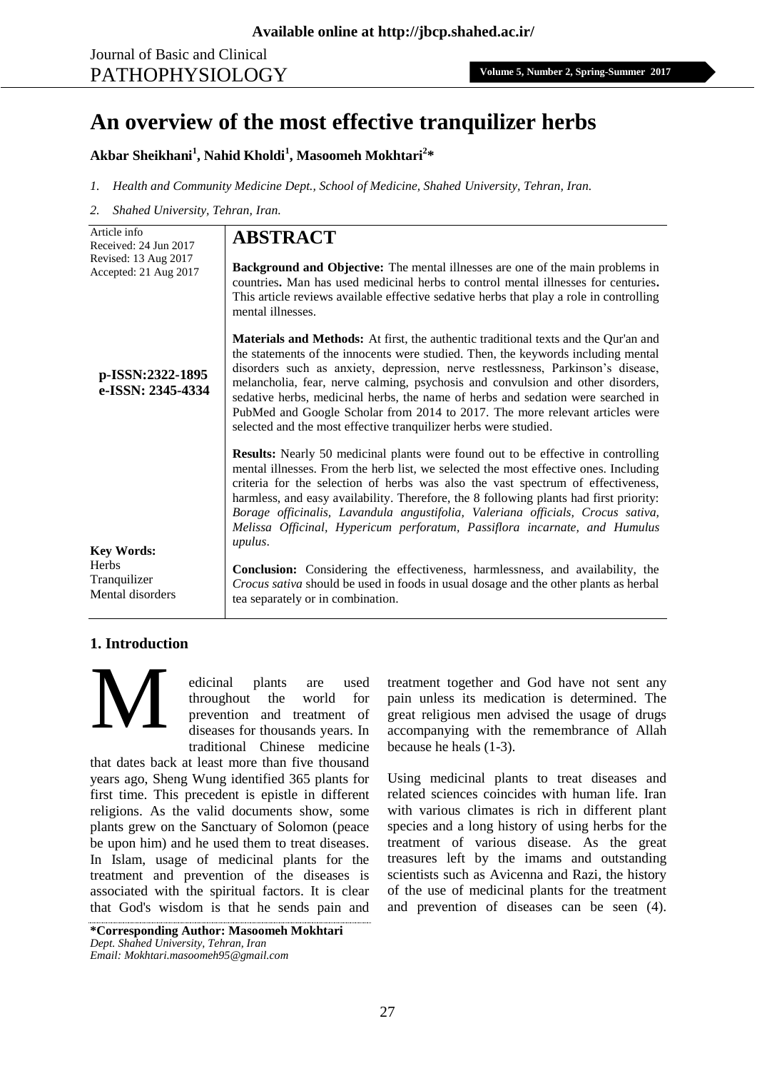# An overview of the most effective tranquilizer herbs

**Akbar Sheikhani[1], Nahid Kholdi[1], Masoomeh Mokhtari[2]***

*1. Health and Community Medicine Dept., School of Medicine, Shahed University, Tehran, Iran.*

*2. Shahed University, Tehran, Iran.*

Article info
Received: 24 Jun 2017
Revised: 13 Aug 2017
Accepted: 21 Aug 2017

**p-ISSN:2322-1895**
**e-ISSN: 2345-4334**

**Key Words:**
Herbs
Tranquilizer
Mental disorders

## ABSTRACT

**Background and Objective:** The mental illnesses are one of the main problems in countries**.** Man has used medicinal herbs to control mental illnesses for centuries**.** This article reviews available effective sedative herbs that play a role in controlling mental illnesses.

**Materials and Methods:** At first, the authentic traditional texts and the Qur'an and the statements of the innocents were studied. Then, the keywords including mental disorders such as anxiety, depression, nerve restlessness, Parkinson's disease, melancholia, fear, nerve calming, psychosis and convulsion and other disorders, sedative herbs, medicinal herbs, the name of herbs and sedation were searched in PubMed and Google Scholar from 2014 to 2017. The more relevant articles were selected and the most effective tranquilizer herbs were studied.

**Results:** Nearly 50 medicinal plants were found out to be effective in controlling mental illnesses. From the herb list, we selected the most effective ones. Including criteria for the selection of herbs was also the vast spectrum of effectiveness, harmless, and easy availability. Therefore, the 8 following plants had first priority: *Borage officinalis, Lavandula angustifolia, Valeriana officials, Crocus sativa, Melissa Officinal, Hypericum perforatum, Passiflora incarnate, and Humulus upulus*.

**Conclusion:** Considering the effectiveness, harmlessness, and availability, the *Crocus sativa* should be used in foods in usual dosage and the other plants as herbal tea separately or in combination.

## 1. Introduction

Medicinal plants are used throughout the world for prevention and treatment of diseases for thousands years. In traditional Chinese medicine that dates back at least more than five thousand years ago, Sheng Wung identified 365 plants for first time. This precedent is epistle in different religions. As the valid documents show, some plants grew on the Sanctuary of Solomon (peace be upon him) and he used them to treat diseases. In Islam, usage of medicinal plants for the treatment and prevention of the diseases is associated with the spiritual factors. It is clear that God's wisdom is that he sends pain and treatment together and God have not sent any pain unless its medication is determined. The great religious men advised the usage of drugs accompanying with the remembrance of Allah because he heals (1-3).

Using medicinal plants to treat diseases and related sciences coincides with human life. Iran with various climates is rich in different plant species and a long history of using herbs for the treatment of various disease. As the great treasures left by the imams and outstanding scientists such as Avicenna and Razi, the history of the use of medicinal plants for the treatment and prevention of diseases can be seen (4).

**\*Corresponding Author: Masoomeh Mokhtari**
*Dept. Shahed University, Tehran, Iran*
*Email: Mokhtari.masoomeh95@gmail.com*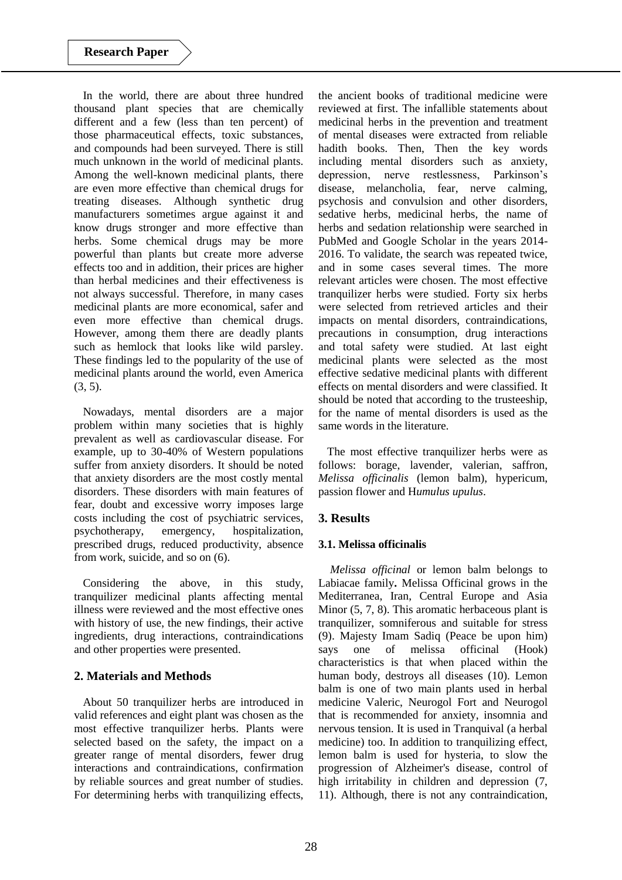In the world, there are about three hundred thousand plant species that are chemically different and a few (less than ten percent) of those pharmaceutical effects, toxic substances, and compounds had been surveyed. There is still much unknown in the world of medicinal plants. Among the well-known medicinal plants, there are even more effective than chemical drugs for treating diseases. Although synthetic drug manufacturers sometimes argue against it and know drugs stronger and more effective than herbs. Some chemical drugs may be more powerful than plants but create more adverse effects too and in addition, their prices are higher than herbal medicines and their effectiveness is not always successful. Therefore, in many cases medicinal plants are more economical, safer and even more effective than chemical drugs. However, among them there are deadly plants such as hemlock that looks like wild parsley. These findings led to the popularity of the use of medicinal plants around the world, even America (3, 5).

Nowadays, mental disorders are a major problem within many societies that is highly prevalent as well as cardiovascular disease. For example, up to 30-40% of Western populations suffer from anxiety disorders. It should be noted that anxiety disorders are the most costly mental disorders. These disorders with main features of fear, doubt and excessive worry imposes large costs including the cost of psychiatric services, psychotherapy, emergency, hospitalization, prescribed drugs, reduced productivity, absence from work, suicide, and so on (6).

Considering the above, in this study, tranquilizer medicinal plants affecting mental illness were reviewed and the most effective ones with history of use, the new findings, their active ingredients, drug interactions, contraindications and other properties were presented.

## 2. Materials and Methods

About 50 tranquilizer herbs are introduced in valid references and eight plant was chosen as the most effective tranquilizer herbs. Plants were selected based on the safety, the impact on a greater range of mental disorders, fewer drug interactions and contraindications, confirmation by reliable sources and great number of studies. For determining herbs with tranquilizing effects, the ancient books of traditional medicine were reviewed at first. The infallible statements about medicinal herbs in the prevention and treatment of mental diseases were extracted from reliable hadith books. Then, Then the key words including mental disorders such as anxiety, depression, nerve restlessness, Parkinson's disease, melancholia, fear, nerve calming, psychosis and convulsion and other disorders, sedative herbs, medicinal herbs, the name of herbs and sedation relationship were searched in PubMed and Google Scholar in the years 2014-2016. To validate, the search was repeated twice, and in some cases several times. The more relevant articles were chosen. The most effective tranquilizer herbs were studied. Forty six herbs were selected from retrieved articles and their impacts on mental disorders, contraindications, precautions in consumption, drug interactions and total safety were studied. At last eight medicinal plants were selected as the most effective sedative medicinal plants with different effects on mental disorders and were classified. It should be noted that according to the trusteeship, for the name of mental disorders is used as the same words in the literature.

The most effective tranquilizer herbs were as follows: borage, lavender, valerian, saffron, *Melissa officinalis* (lemon balm), hypericum, passion flower and H*umulus upulus*.

## 3. Results

### 3.1. Melissa officinalis

*Melissa officinal* or lemon balm belongs to Labiacae family**.** Melissa Officinal grows in the Mediterranea, Iran, Central Europe and Asia Minor (5, 7, 8). This aromatic herbaceous plant is tranquilizer, somniferous and suitable for stress (9). Majesty Imam Sadiq (Peace be upon him) says one of melissa officinal (Hook) characteristics is that when placed within the human body, destroys all diseases (10). Lemon balm is one of two main plants used in herbal medicine Valeric, Neurogol Fort and Neurogol that is recommended for anxiety, insomnia and nervous tension. It is used in Tranquival (a herbal medicine) too. In addition to tranquilizing effect, lemon balm is used for hysteria, to slow the progression of Alzheimer's disease, control of high irritability in children and depression (7, 11). Although, there is not any contraindication,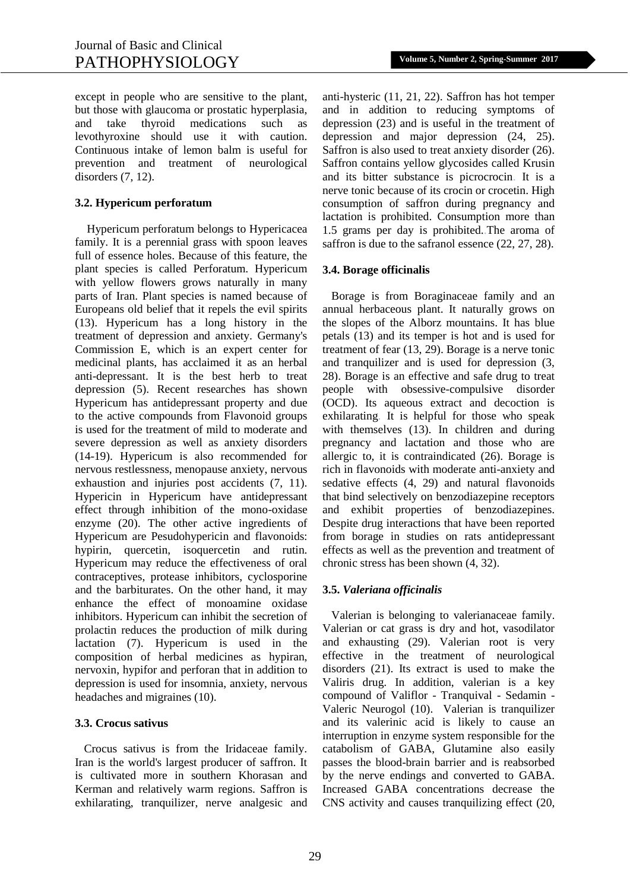except in people who are sensitive to the plant, but those with glaucoma or prostatic hyperplasia, and take thyroid medications such as levothyroxine should use it with caution. Continuous intake of lemon balm is useful for prevention and treatment of neurological disorders (7, 12).

### 3.2. Hypericum perforatum

Hypericum perforatum belongs to Hypericacea family. It is a perennial grass with spoon leaves full of essence holes. Because of this feature, the plant species is called Perforatum. Hypericum with yellow flowers grows naturally in many parts of Iran. Plant species is named because of Europeans old belief that it repels the evil spirits (13). Hypericum has a long history in the treatment of depression and anxiety. Germany's Commission E, which is an expert center for medicinal plants, has acclaimed it as an herbal anti-depressant. It is the best herb to treat depression (5). Recent researches has shown Hypericum has antidepressant property and due to the active compounds from Flavonoid groups is used for the treatment of mild to moderate and severe depression as well as anxiety disorders (14-19). Hypericum is also recommended for nervous restlessness, menopause anxiety, nervous exhaustion and injuries post accidents (7, 11). Hypericin in Hypericum have antidepressant effect through inhibition of the mono-oxidase enzyme (20). The other active ingredients of Hypericum are Pesudohypericin and flavonoids: hypirin, quercetin, isoquercetin and rutin. Hypericum may reduce the effectiveness of oral contraceptives, protease inhibitors, cyclosporine and the barbiturates. On the other hand, it may enhance the effect of monoamine oxidase inhibitors. Hypericum can inhibit the secretion of prolactin reduces the production of milk during lactation (7). Hypericum is used in the composition of herbal medicines as hypiran, nervoxin, hypifor and perforan that in addition to depression is used for insomnia, anxiety, nervous headaches and migraines (10).

### 3.3. Crocus sativus

Crocus sativus is from the Iridaceae family. Iran is the world's largest producer of saffron. It is cultivated more in southern Khorasan and Kerman and relatively warm regions. Saffron is exhilarating, tranquilizer, nerve analgesic and anti-hysteric (11, 21, 22). Saffron has hot temper and in addition to reducing symptoms of depression (23) and is useful in the treatment of depression and major depression (24, 25). Saffron is also used to treat anxiety disorder (26). Saffron contains yellow glycosides called Krusin and its bitter substance is picrocrocin. It is a nerve tonic because of its crocin or crocetin. High consumption of saffron during pregnancy and lactation is prohibited. Consumption more than 1.5 grams per day is prohibited. The aroma of saffron is due to the safranol essence (22, 27, 28).

### 3.4. Borage officinalis

Borage is from Boraginaceae family and an annual herbaceous plant. It naturally grows on the slopes of the Alborz mountains. It has blue petals (13) and its temper is hot and is used for treatment of fear (13, 29). Borage is a nerve tonic and tranquilizer and is used for depression (3, 28). Borage is an effective and safe drug to treat people with obsessive-compulsive disorder (OCD). Its aqueous extract and decoction is exhilarating. It is helpful for those who speak with themselves (13). In children and during pregnancy and lactation and those who are allergic to, it is contraindicated (26). Borage is rich in flavonoids with moderate anti-anxiety and sedative effects (4, 29) and natural flavonoids that bind selectively on benzodiazepine receptors and exhibit properties of benzodiazepines. Despite drug interactions that have been reported from borage in studies on rats antidepressant effects as well as the prevention and treatment of chronic stress has been shown (4, 32).

### 3.5. *Valeriana officinalis*

Valerian is belonging to valerianaceae family. Valerian or cat grass is dry and hot, vasodilator and exhausting (29). Valerian root is very effective in the treatment of neurological disorders (21). Its extract is used to make the Valiris drug. In addition, valerian is a key compound of Valiflor - Tranquival - Sedamin - Valeric Neurogol (10). Valerian is tranquilizer and its valerinic acid is likely to cause an interruption in enzyme system responsible for the catabolism of GABA, Glutamine also easily passes the blood-brain barrier and is reabsorbed by the nerve endings and converted to GABA. Increased GABA concentrations decrease the CNS activity and causes tranquilizing effect (20,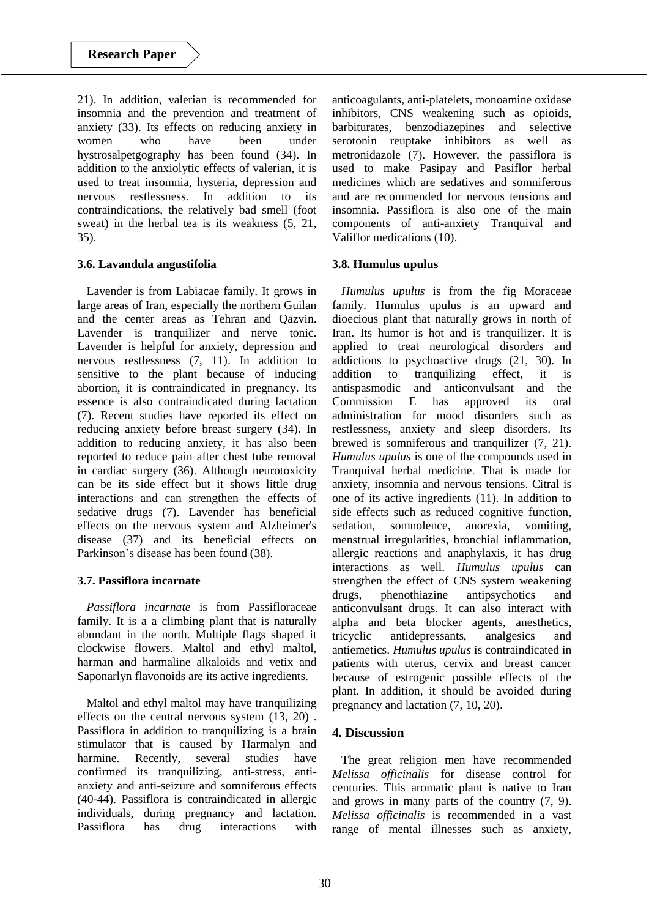21). In addition, valerian is recommended for insomnia and the prevention and treatment of anxiety (33). Its effects on reducing anxiety in women who have been under hystrosalpetgography has been found (34). In addition to the anxiolytic effects of valerian, it is used to treat insomnia, hysteria, depression and nervous restlessness. In addition to its contraindications, the relatively bad smell (foot sweat) in the herbal tea is its weakness (5, 21, 35).

### 3.6. Lavandula angustifolia

Lavender is from Labiacae family. It grows in large areas of Iran, especially the northern Guilan and the center areas as Tehran and Qazvin. Lavender is tranquilizer and nerve tonic. Lavender is helpful for anxiety, depression and nervous restlessness (7, 11). In addition to sensitive to the plant because of inducing abortion, it is contraindicated in pregnancy. Its essence is also contraindicated during lactation (7). Recent studies have reported its effect on reducing anxiety before breast surgery (34). In addition to reducing anxiety, it has also been reported to reduce pain after chest tube removal in cardiac surgery (36). Although neurotoxicity can be its side effect but it shows little drug interactions and can strengthen the effects of sedative drugs (7). Lavender has beneficial effects on the nervous system and Alzheimer's disease (37) and its beneficial effects on Parkinson's disease has been found (38).

### 3.7. Passiflora incarnate

*Passiflora incarnate* is from Passifloraceae family. It is a a climbing plant that is naturally abundant in the north. Multiple flags shaped it clockwise flowers. Maltol and ethyl maltol, harman and harmaline alkaloids and vetix and Saponarlyn flavonoids are its active ingredients.

Maltol and ethyl maltol may have tranquilizing effects on the central nervous system (13, 20) . Passiflora in addition to tranquilizing is a brain stimulator that is caused by Harmalyn and harmine. Recently, several studies have confirmed its tranquilizing, anti-stress, anti-anxiety and anti-seizure and somniferous effects (40-44). Passiflora is contraindicated in allergic individuals, during pregnancy and lactation. Passiflora has drug interactions with anticoagulants, anti-platelets, monoamine oxidase inhibitors, CNS weakening such as opioids, barbiturates, benzodiazepines and selective serotonin reuptake inhibitors as well as metronidazole (7). However, the passiflora is used to make Pasipay and Pasiflor herbal medicines which are sedatives and somniferous and are recommended for nervous tensions and insomnia. Passiflora is also one of the main components of anti-anxiety Tranquival and Valiflor medications (10).

### 3.8. Humulus upulus

*Humulus upulus* is from the fig Moraceae family. Humulus upulus is an upward and dioecious plant that naturally grows in north of Iran. Its humor is hot and is tranquilizer. It is applied to treat neurological disorders and addictions to psychoactive drugs (21, 30). In addition to tranquilizing effect, it is antispasmodic and anticonvulsant and the Commission E has approved its oral administration for mood disorders such as restlessness, anxiety and sleep disorders. Its brewed is somniferous and tranquilizer (7, 21). *Humulus upulus* is one of the compounds used in Tranquival herbal medicine. That is made for anxiety, insomnia and nervous tensions. Citral is one of its active ingredients (11). In addition to side effects such as reduced cognitive function, sedation, somnolence, anorexia, vomiting, menstrual irregularities, bronchial inflammation, allergic reactions and anaphylaxis, it has drug interactions as well. *Humulus upulus* can strengthen the effect of CNS system weakening drugs, phenothiazine antipsychotics and anticonvulsant drugs. It can also interact with alpha and beta blocker agents, anesthetics, tricyclic antidepressants, analgesics and antiemetics. *Humulus upulus* is contraindicated in patients with uterus, cervix and breast cancer because of estrogenic possible effects of the plant. In addition, it should be avoided during pregnancy and lactation (7, 10, 20).

## 4. Discussion

The great religion men have recommended *Melissa officinalis* for disease control for centuries. This aromatic plant is native to Iran and grows in many parts of the country (7, 9). *Melissa officinalis* is recommended in a vast range of mental illnesses such as anxiety,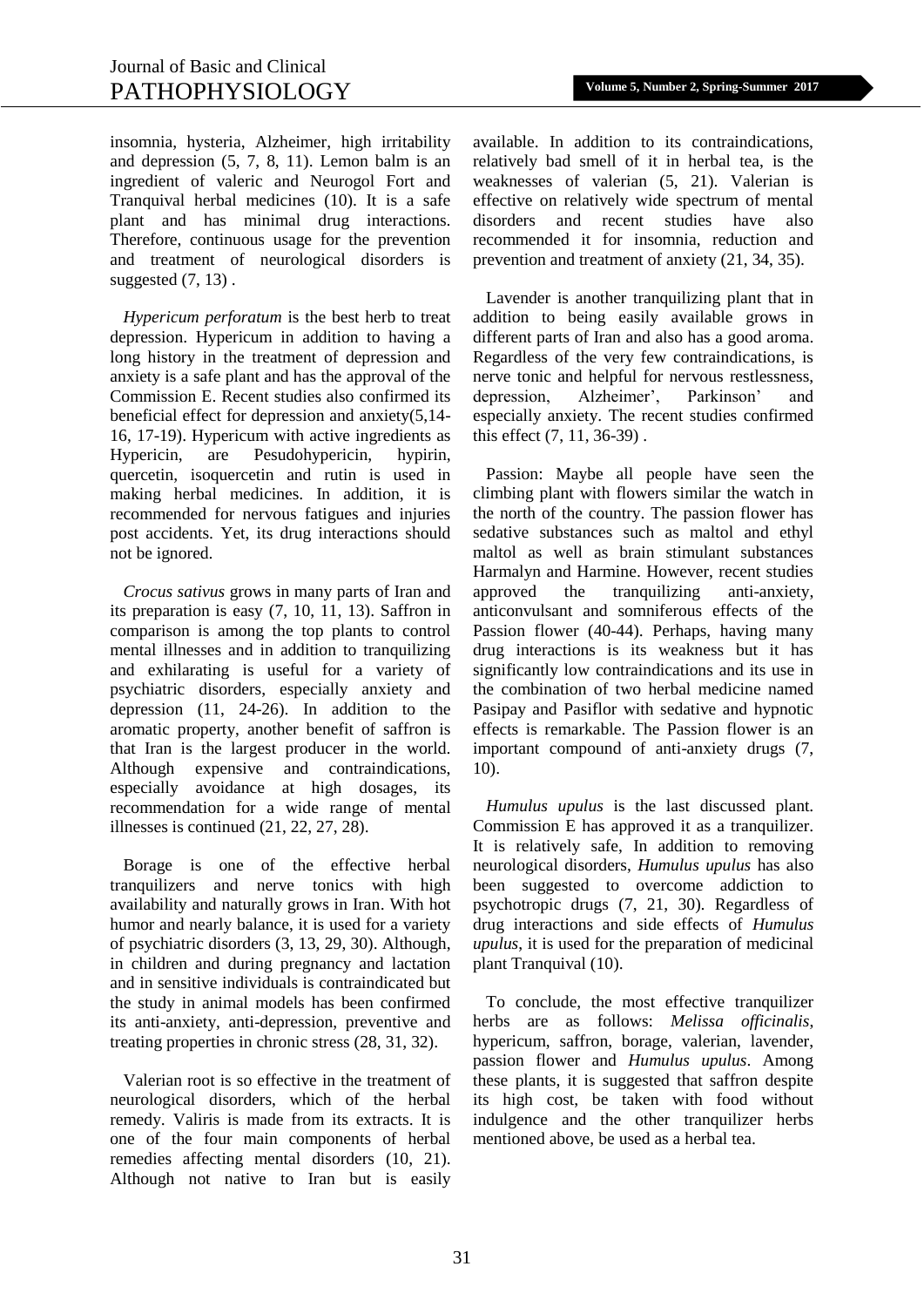insomnia, hysteria, Alzheimer, high irritability and depression (5, 7, 8, 11). Lemon balm is an ingredient of valeric and Neurogol Fort and Tranquival herbal medicines (10). It is a safe plant and has minimal drug interactions. Therefore, continuous usage for the prevention and treatment of neurological disorders is suggested (7, 13) .

*Hypericum perforatum* is the best herb to treat depression. Hypericum in addition to having a long history in the treatment of depression and anxiety is a safe plant and has the approval of the Commission E. Recent studies also confirmed its beneficial effect for depression and anxiety(5,14-16, 17-19). Hypericum with active ingredients as Hypericin, are Pesudohypericin, hypirin, quercetin, isoquercetin and rutin is used in making herbal medicines. In addition, it is recommended for nervous fatigues and injuries post accidents. Yet, its drug interactions should not be ignored.

*Crocus sativus* grows in many parts of Iran and its preparation is easy (7, 10, 11, 13). Saffron in comparison is among the top plants to control mental illnesses and in addition to tranquilizing and exhilarating is useful for a variety of psychiatric disorders, especially anxiety and depression (11, 24-26). In addition to the aromatic property, another benefit of saffron is that Iran is the largest producer in the world. Although expensive and contraindications, especially avoidance at high dosages, its recommendation for a wide range of mental illnesses is continued (21, 22, 27, 28).

Borage is one of the effective herbal tranquilizers and nerve tonics with high availability and naturally grows in Iran. With hot humor and nearly balance, it is used for a variety of psychiatric disorders (3, 13, 29, 30). Although, in children and during pregnancy and lactation and in sensitive individuals is contraindicated but the study in animal models has been confirmed its anti-anxiety, anti-depression, preventive and treating properties in chronic stress (28, 31, 32).

Valerian root is so effective in the treatment of neurological disorders, which of the herbal remedy. Valiris is made from its extracts. It is one of the four main components of herbal remedies affecting mental disorders (10, 21). Although not native to Iran but is easily available. In addition to its contraindications, relatively bad smell of it in herbal tea, is the weaknesses of valerian (5, 21). Valerian is effective on relatively wide spectrum of mental disorders and recent studies have also recommended it for insomnia, reduction and prevention and treatment of anxiety (21, 34, 35).

Lavender is another tranquilizing plant that in addition to being easily available grows in different parts of Iran and also has a good aroma. Regardless of the very few contraindications, is nerve tonic and helpful for nervous restlessness, depression, Alzheimer', Parkinson' and especially anxiety. The recent studies confirmed this effect (7, 11, 36-39) .

Passion: Maybe all people have seen the climbing plant with flowers similar the watch in the north of the country. The passion flower has sedative substances such as maltol and ethyl maltol as well as brain stimulant substances Harmalyn and Harmine. However, recent studies approved the tranquilizing anti-anxiety, anticonvulsant and somniferous effects of the Passion flower (40-44). Perhaps, having many drug interactions is its weakness but it has significantly low contraindications and its use in the combination of two herbal medicine named Pasipay and Pasiflor with sedative and hypnotic effects is remarkable. The Passion flower is an important compound of anti-anxiety drugs (7, 10).

*Humulus upulus* is the last discussed plant. Commission E has approved it as a tranquilizer. It is relatively safe, In addition to removing neurological disorders, *Humulus upulus* has also been suggested to overcome addiction to psychotropic drugs (7, 21, 30). Regardless of drug interactions and side effects of *Humulus upulus*, it is used for the preparation of medicinal plant Tranquival (10).

To conclude, the most effective tranquilizer herbs are as follows: *Melissa officinalis*, hypericum, saffron, borage, valerian, lavender, passion flower and *Humulus upulus*. Among these plants, it is suggested that saffron despite its high cost, be taken with food without indulgence and the other tranquilizer herbs mentioned above, be used as a herbal tea.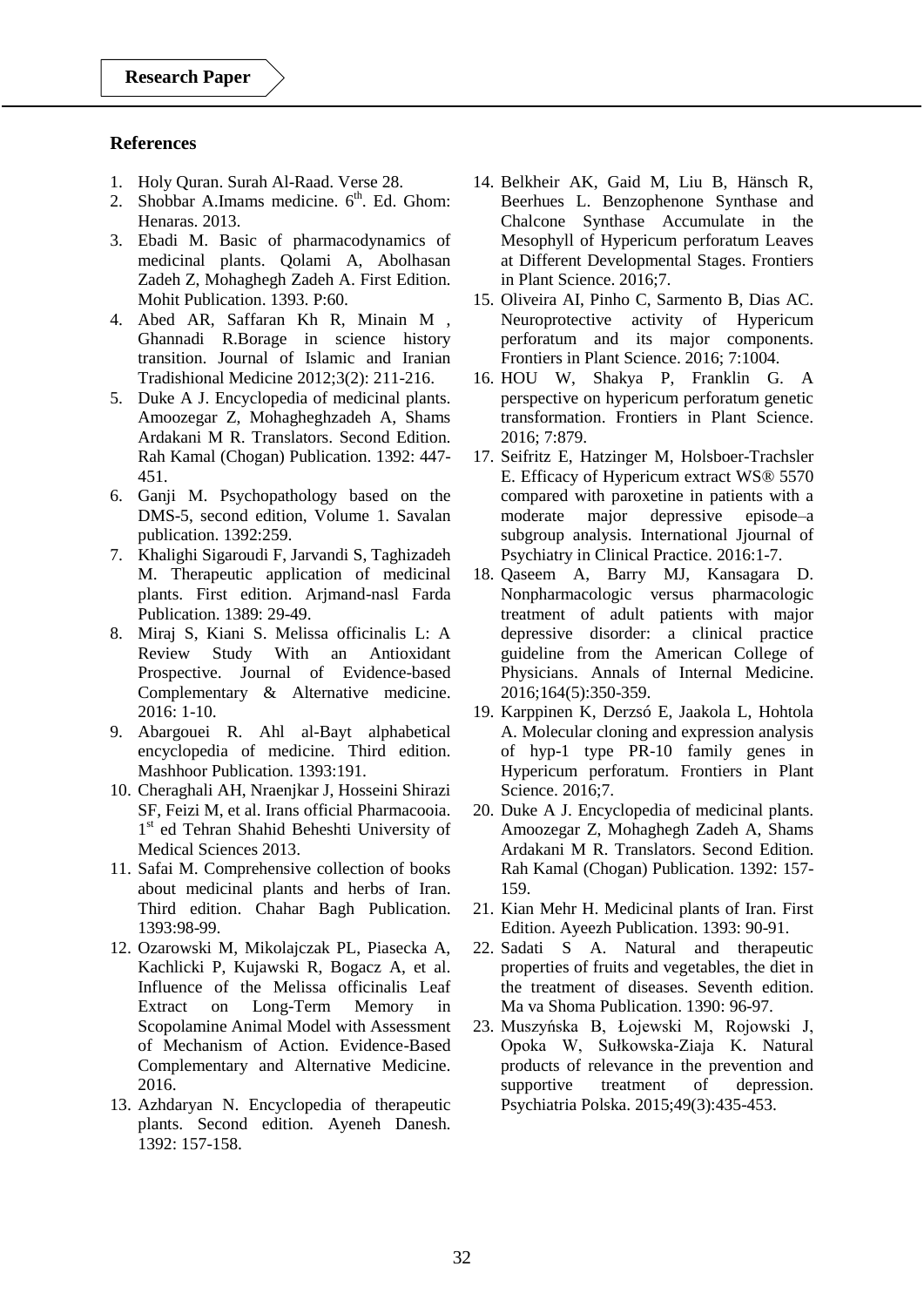## References

1. Holy Quran. Surah Al-Raad. Verse 28.
2. Shobbar A.Imams medicine. 6th. Ed. Ghom: Henaras. 2013.
3. Ebadi M. Basic of pharmacodynamics of medicinal plants. Qolami A, Abolhasan Zadeh Z, Mohaghegh Zadeh A. First Edition. Mohit Publication. 1393. P:60.
4. Abed AR, Saffaran Kh R, Minain M , Ghannadi R.Borage in science history transition. Journal of Islamic and Iranian Tradishional Medicine 2012;3(2): 211-216.
5. Duke A J. Encyclopedia of medicinal plants. Amoozegar Z, Mohagheghzadeh A, Shams Ardakani M R. Translators. Second Edition. Rah Kamal (Chogan) Publication. 1392: 447-451.
6. Ganji M. Psychopathology based on the DMS-5, second edition, Volume 1. Savalan publication. 1392:259.
7. Khalighi Sigaroudi F, Jarvandi S, Taghizadeh M. Therapeutic application of medicinal plants. First edition. Arjmand-nasl Farda Publication. 1389: 29-49.
8. Miraj S, Kiani S. Melissa officinalis L: A Review Study With an Antioxidant Prospective. Journal of Evidence-based Complementary & Alternative medicine. 2016: 1-10.
9. Abargouei R. Ahl al-Bayt alphabetical encyclopedia of medicine. Third edition. Mashhoor Publication. 1393:191.
10. Cheraghali AH, Nraenjkar J, Hosseini Shirazi SF, Feizi M, et al. Irans official Pharmacooia. 1st ed Tehran Shahid Beheshti University of Medical Sciences 2013.
11. Safai M. Comprehensive collection of books about medicinal plants and herbs of Iran. Third edition. Chahar Bagh Publication. 1393:98-99.
12. Ozarowski M, Mikolajczak PL, Piasecka A, Kachlicki P, Kujawski R, Bogacz A, et al. Influence of the Melissa officinalis Leaf Extract on Long-Term Memory in Scopolamine Animal Model with Assessment of Mechanism of Action. Evidence-Based Complementary and Alternative Medicine. 2016.
13. Azhdaryan N. Encyclopedia of therapeutic plants. Second edition. Ayeneh Danesh. 1392: 157-158.
14. Belkheir AK, Gaid M, Liu B, Hänsch R, Beerhues L. Benzophenone Synthase and Chalcone Synthase Accumulate in the Mesophyll of Hypericum perforatum Leaves at Different Developmental Stages. Frontiers in Plant Science. 2016;7.
15. Oliveira AI, Pinho C, Sarmento B, Dias AC. Neuroprotective activity of Hypericum perforatum and its major components. Frontiers in Plant Science. 2016; 7:1004.
16. HOU W, Shakya P, Franklin G. A perspective on hypericum perforatum genetic transformation. Frontiers in Plant Science. 2016; 7:879.
17. Seifritz E, Hatzinger M, Holsboer-Trachsler E. Efficacy of Hypericum extract WS® 5570 compared with paroxetine in patients with a moderate major depressive episode–a subgroup analysis. International Jjournal of Psychiatry in Clinical Practice. 2016:1-7.
18. Qaseem A, Barry MJ, Kansagara D. Nonpharmacologic versus pharmacologic treatment of adult patients with major depressive disorder: a clinical practice guideline from the American College of Physicians. Annals of Internal Medicine. 2016;164(5):350-359.
19. Karppinen K, Derzsó E, Jaakola L, Hohtola A. Molecular cloning and expression analysis of hyp-1 type PR-10 family genes in Hypericum perforatum. Frontiers in Plant Science. 2016;7.
20. Duke A J. Encyclopedia of medicinal plants. Amoozegar Z, Mohagheghzadeh A, Shams Ardakani M R. Translators. Second Edition. Rah Kamal (Chogan) Publication. 1392: 157-159.
21. Kian Mehr H. Medicinal plants of Iran. First Edition. Ayeezh Publication. 1393: 90-91.
22. Sadati S A. Natural and therapeutic properties of fruits and vegetables, the diet in the treatment of diseases. Seventh edition. Ma va Shoma Publication. 1390: 96-97.
23. Muszyńska B, Łojewski M, Rojowski J, Opoka W, Sułkowska-Ziaja K. Natural products of relevance in the prevention and supportive treatment of depression. Psychiatria Polska. 2015;49(3):435-453.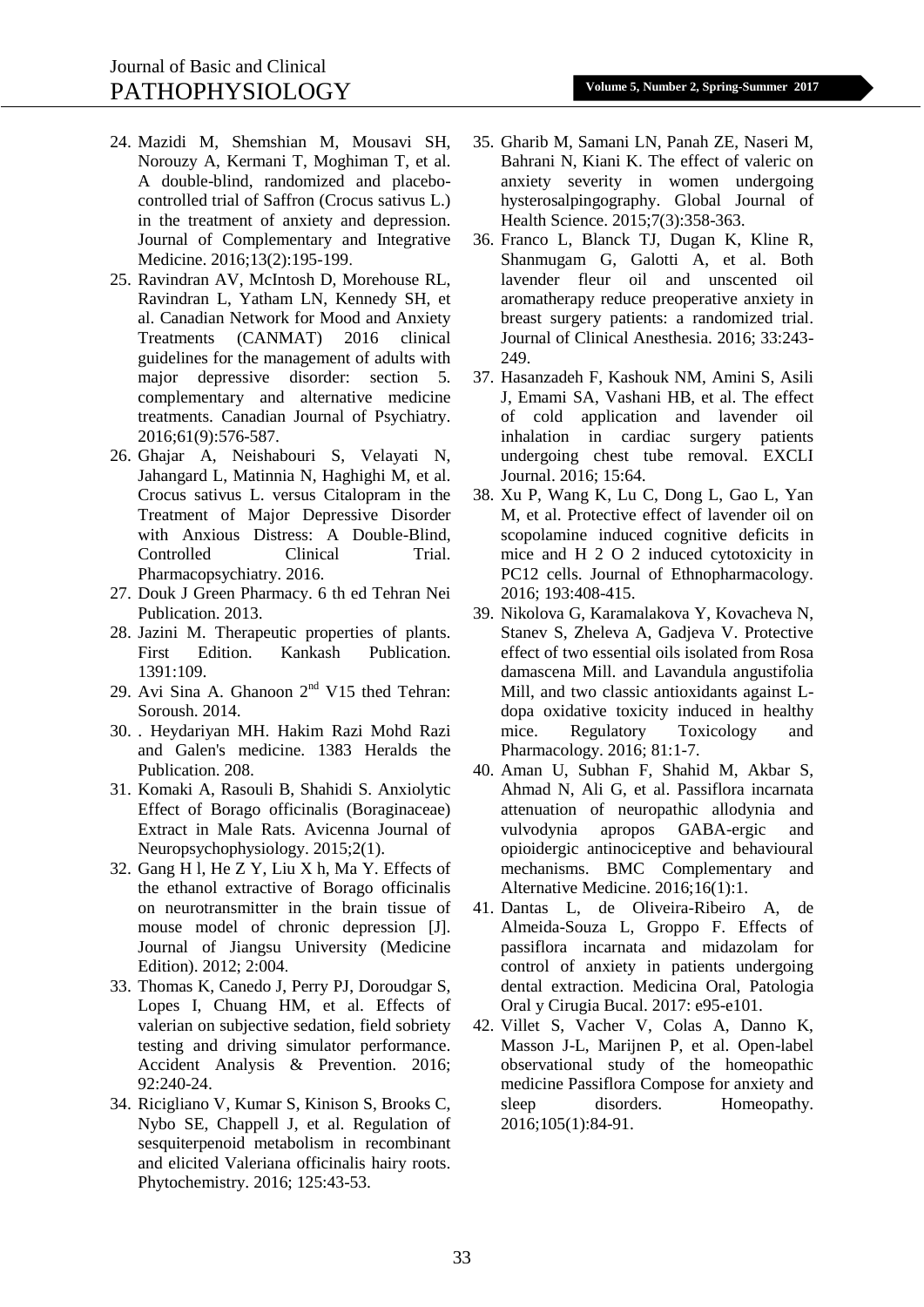24. Mazidi M, Shemshian M, Mousavi SH, Norouzy A, Kermani T, Moghiman T, et al. A double-blind, randomized and placebo-controlled trial of Saffron (Crocus sativus L.) in the treatment of anxiety and depression. Journal of Complementary and Integrative Medicine. 2016;13(2):195-199.
25. Ravindran AV, McIntosh D, Morehouse RL, Ravindran L, Yatham LN, Kennedy SH, et al. Canadian Network for Mood and Anxiety Treatments (CANMAT) 2016 clinical guidelines for the management of adults with major depressive disorder: section 5. complementary and alternative medicine treatments. Canadian Journal of Psychiatry. 2016;61(9):576-587.
26. Ghajar A, Neishabouri S, Velayati N, Jahangard L, Matinnia N, Haghighi M, et al. Crocus sativus L. versus Citalopram in the Treatment of Major Depressive Disorder with Anxious Distress: A Double-Blind, Controlled Clinical Trial. Pharmacopsychiatry. 2016.
27. Douk J Green Pharmacy. 6 th ed Tehran Nei Publication. 2013.
28. Jazini M. Therapeutic properties of plants. First Edition. Kankash Publication. 1391:109.
29. Avi Sina A. Ghanoon 2nd V15 thed Tehran: Soroush. 2014.
30. . Heydariyan MH. Hakim Razi Mohd Razi and Galen's medicine. 1383 Heralds the Publication. 208.
31. Komaki A, Rasouli B, Shahidi S. Anxiolytic Effect of Borago officinalis (Boraginaceae) Extract in Male Rats. Avicenna Journal of Neuropsychophysiology. 2015;2(1).
32. Gang H l, He Z Y, Liu X h, Ma Y. Effects of the ethanol extractive of Borago officinalis on neurotransmitter in the brain tissue of mouse model of chronic depression [J]. Journal of Jiangsu University (Medicine Edition). 2012; 2:004.
33. Thomas K, Canedo J, Perry PJ, Doroudgar S, Lopes I, Chuang HM, et al. Effects of valerian on subjective sedation, field sobriety testing and driving simulator performance. Accident Analysis & Prevention. 2016; 92:240-24.
34. Ricigliano V, Kumar S, Kinison S, Brooks C, Nybo SE, Chappell J, et al. Regulation of sesquiterpenoid metabolism in recombinant and elicited Valeriana officinalis hairy roots. Phytochemistry. 2016; 125:43-53.
35. Gharib M, Samani LN, Panah ZE, Naseri M, Bahrani N, Kiani K. The effect of valeric on anxiety severity in women undergoing hysterosalpingography. Global Journal of Health Science. 2015;7(3):358-363.
36. Franco L, Blanck TJ, Dugan K, Kline R, Shanmugam G, Galotti A, et al. Both lavender fleur oil and unscented oil aromatherapy reduce preoperative anxiety in breast surgery patients: a randomized trial. Journal of Clinical Anesthesia. 2016; 33:243-249.
37. Hasanzadeh F, Kashouk NM, Amini S, Asili J, Emami SA, Vashani HB, et al. The effect of cold application and lavender oil inhalation in cardiac surgery patients undergoing chest tube removal. EXCLI Journal. 2016; 15:64.
38. Xu P, Wang K, Lu C, Dong L, Gao L, Yan M, et al. Protective effect of lavender oil on scopolamine induced cognitive deficits in mice and H 2 O 2 induced cytotoxicity in PC12 cells. Journal of Ethnopharmacology. 2016; 193:408-415.
39. Nikolova G, Karamalakova Y, Kovacheva N, Stanev S, Zheleva A, Gadjeva V. Protective effect of two essential oils isolated from Rosa damascena Mill. and Lavandula angustifolia Mill, and two classic antioxidants against L-dopa oxidative toxicity induced in healthy mice. Regulatory Toxicology and Pharmacology. 2016; 81:1-7.
40. Aman U, Subhan F, Shahid M, Akbar S, Ahmad N, Ali G, et al. Passiflora incarnata attenuation of neuropathic allodynia and vulvodynia apropos GABA-ergic and opioidergic antinociceptive and behavioural mechanisms. BMC Complementary and Alternative Medicine. 2016;16(1):1.
41. Dantas L, de Oliveira-Ribeiro A, de Almeida-Souza L, Groppo F. Effects of passiflora incarnata and midazolam for control of anxiety in patients undergoing dental extraction. Medicina Oral, Patologia Oral y Cirugia Bucal. 2017: e95-e101.
42. Villet S, Vacher V, Colas A, Danno K, Masson J-L, Marijnen P, et al. Open-label observational study of the homeopathic medicine Passiflora Compose for anxiety and sleep disorders. Homeopathy. 2016;105(1):84-91.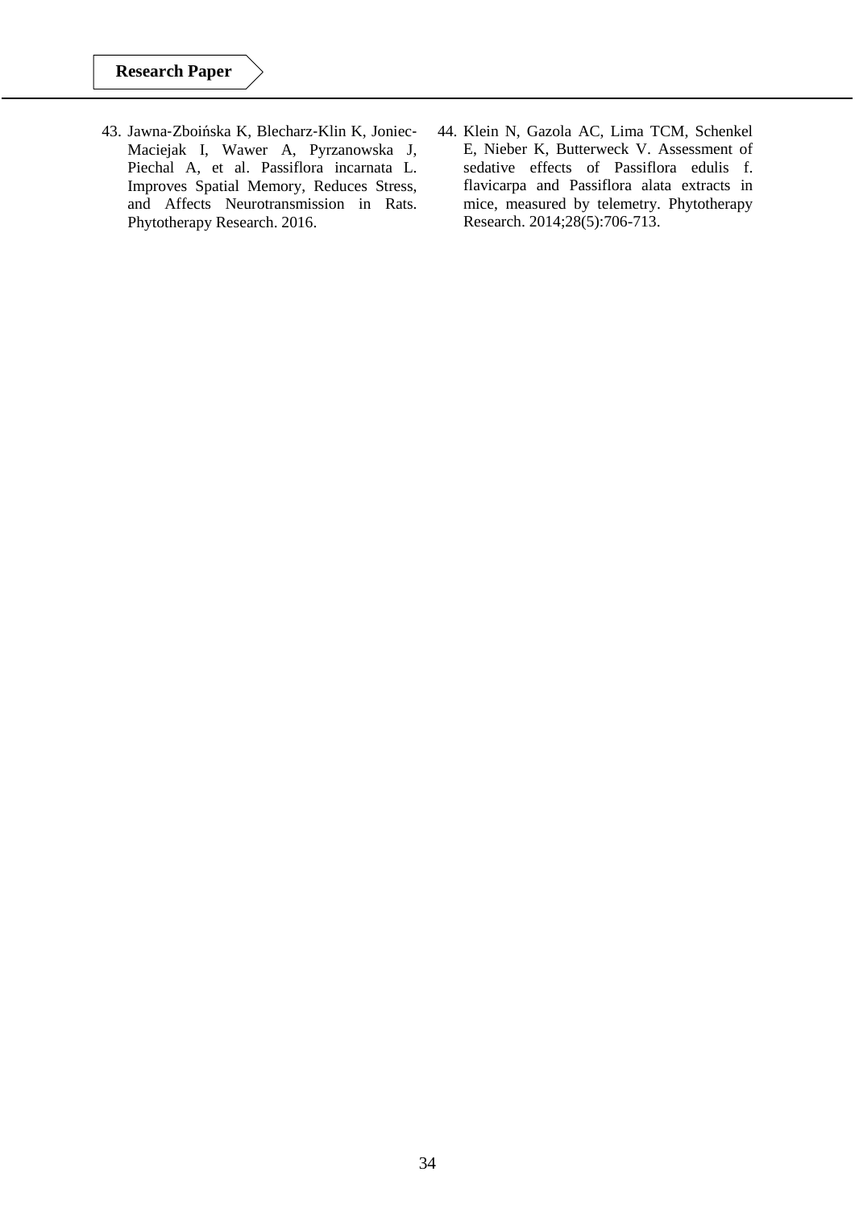43. Jawna-Zboińska K, Blecharz-Klin K, Joniec-Maciejak I, Wawer A, Pyrzanowska J, Piechal A, et al. Passiflora incarnata L. Improves Spatial Memory, Reduces Stress, and Affects Neurotransmission in Rats. Phytotherapy Research. 2016.
44. Klein N, Gazola AC, Lima TCM, Schenkel E, Nieber K, Butterweck V. Assessment of sedative effects of Passiflora edulis f. flavicarpa and Passiflora alata extracts in mice, measured by telemetry. Phytotherapy Research. 2014;28(5):706-713.